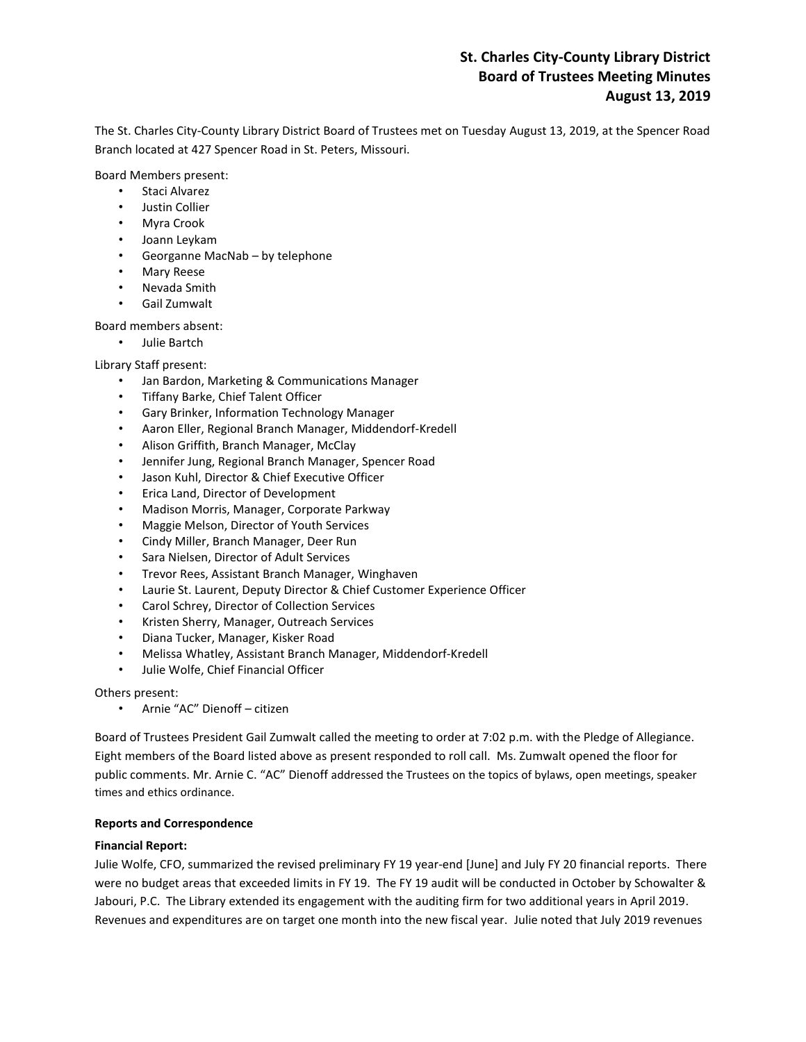# St. Charles City-County Library District
# Board of Trustees Meeting Minutes
# August 13, 2019

The St. Charles City-County Library District Board of Trustees met on Tuesday August 13, 2019, at the Spencer Road Branch located at 427 Spencer Road in St. Peters, Missouri.

Board Members present:

- Staci Alvarez
- Justin Collier
- Myra Crook
- Joann Leykam
- Georganne MacNab – by telephone
- Mary Reese
- Nevada Smith
- Gail Zumwalt

Board members absent:

- Julie Bartch

Library Staff present:

- Jan Bardon, Marketing & Communications Manager
- Tiffany Barke, Chief Talent Officer
- Gary Brinker, Information Technology Manager
- Aaron Eller, Regional Branch Manager, Middendorf-Kredell
- Alison Griffith, Branch Manager, McClay
- Jennifer Jung, Regional Branch Manager, Spencer Road
- Jason Kuhl, Director & Chief Executive Officer
- Erica Land, Director of Development
- Madison Morris, Manager, Corporate Parkway
- Maggie Melson, Director of Youth Services
- Cindy Miller, Branch Manager, Deer Run
- Sara Nielsen, Director of Adult Services
- Trevor Rees, Assistant Branch Manager, Winghaven
- Laurie St. Laurent, Deputy Director & Chief Customer Experience Officer
- Carol Schrey, Director of Collection Services
- Kristen Sherry, Manager, Outreach Services
- Diana Tucker, Manager, Kisker Road
- Melissa Whatley, Assistant Branch Manager, Middendorf-Kredell
- Julie Wolfe, Chief Financial Officer

Others present:

- Arnie "AC" Dienoff – citizen

Board of Trustees President Gail Zumwalt called the meeting to order at 7:02 p.m. with the Pledge of Allegiance. Eight members of the Board listed above as present responded to roll call. Ms. Zumwalt opened the floor for public comments. Mr. Arnie C. "AC" Dienoff addressed the Trustees on the topics of bylaws, open meetings, speaker times and ethics ordinance.

**Reports and Correspondence**

**Financial Report:**

Julie Wolfe, CFO, summarized the revised preliminary FY 19 year-end [June] and July FY 20 financial reports. There were no budget areas that exceeded limits in FY 19. The FY 19 audit will be conducted in October by Schowalter & Jabouri, P.C. The Library extended its engagement with the auditing firm for two additional years in April 2019. Revenues and expenditures are on target one month into the new fiscal year. Julie noted that July 2019 revenues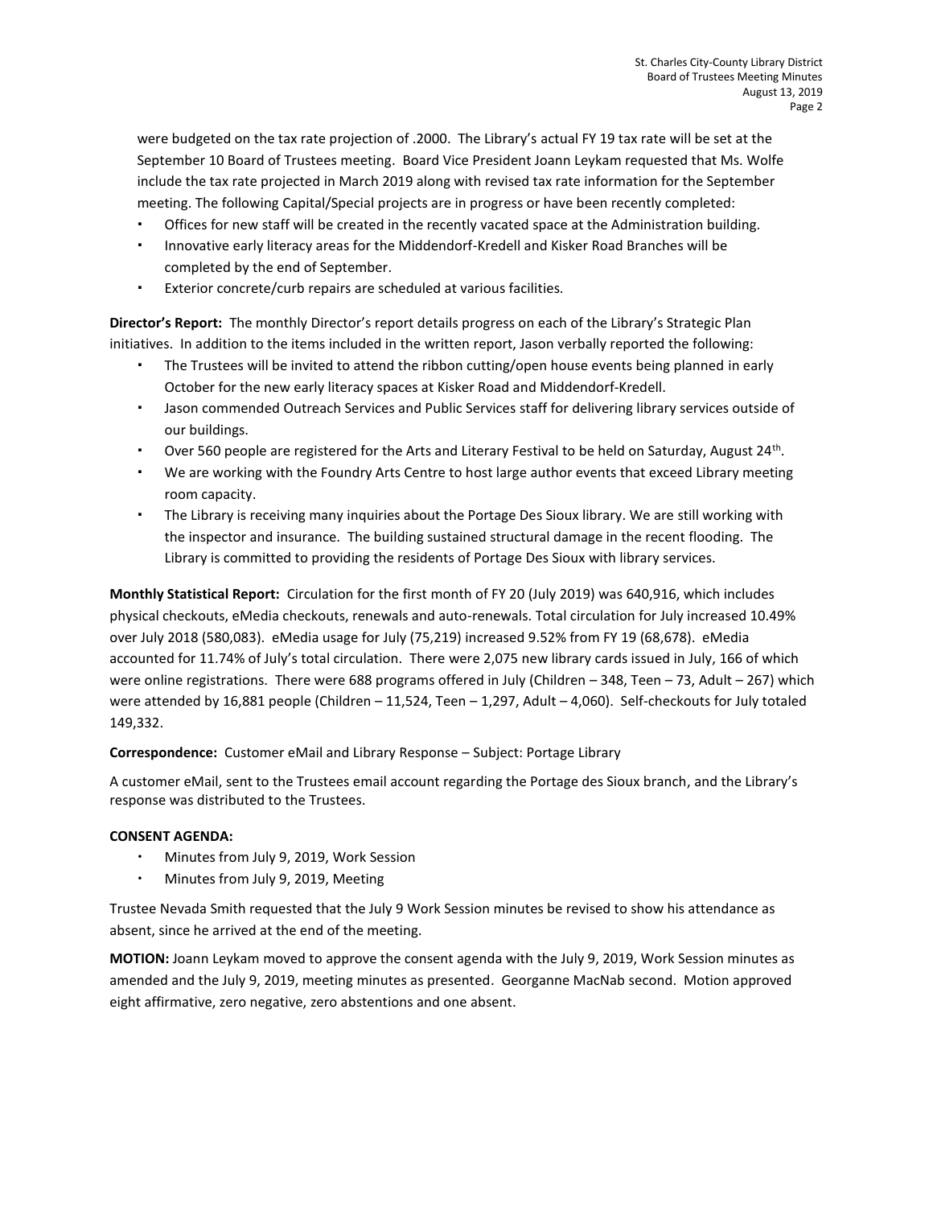were budgeted on the tax rate projection of .2000. The Library's actual FY 19 tax rate will be set at the September 10 Board of Trustees meeting. Board Vice President Joann Leykam requested that Ms. Wolfe include the tax rate projected in March 2019 along with revised tax rate information for the September meeting. The following Capital/Special projects are in progress or have been recently completed:

- Offices for new staff will be created in the recently vacated space at the Administration building.
- Innovative early literacy areas for the Middendorf-Kredell and Kisker Road Branches will be completed by the end of September.
- Exterior concrete/curb repairs are scheduled at various facilities.

**Director's Report:** The monthly Director's report details progress on each of the Library's Strategic Plan initiatives. In addition to the items included in the written report, Jason verbally reported the following:

- The Trustees will be invited to attend the ribbon cutting/open house events being planned in early October for the new early literacy spaces at Kisker Road and Middendorf-Kredell.
- Jason commended Outreach Services and Public Services staff for delivering library services outside of our buildings.
- Over 560 people are registered for the Arts and Literary Festival to be held on Saturday, August 24th.
- We are working with the Foundry Arts Centre to host large author events that exceed Library meeting room capacity.
- The Library is receiving many inquiries about the Portage Des Sioux library. We are still working with the inspector and insurance. The building sustained structural damage in the recent flooding. The Library is committed to providing the residents of Portage Des Sioux with library services.

**Monthly Statistical Report:** Circulation for the first month of FY 20 (July 2019) was 640,916, which includes physical checkouts, eMedia checkouts, renewals and auto-renewals. Total circulation for July increased 10.49% over July 2018 (580,083). eMedia usage for July (75,219) increased 9.52% from FY 19 (68,678). eMedia accounted for 11.74% of July's total circulation. There were 2,075 new library cards issued in July, 166 of which were online registrations. There were 688 programs offered in July (Children – 348, Teen – 73, Adult – 267) which were attended by 16,881 people (Children – 11,524, Teen – 1,297, Adult – 4,060). Self-checkouts for July totaled 149,332.

**Correspondence:** Customer eMail and Library Response – Subject: Portage Library

A customer eMail, sent to the Trustees email account regarding the Portage des Sioux branch, and the Library's response was distributed to the Trustees.

**CONSENT AGENDA:**

- Minutes from July 9, 2019, Work Session
- Minutes from July 9, 2019, Meeting

Trustee Nevada Smith requested that the July 9 Work Session minutes be revised to show his attendance as absent, since he arrived at the end of the meeting.

**MOTION:** Joann Leykam moved to approve the consent agenda with the July 9, 2019, Work Session minutes as amended and the July 9, 2019, meeting minutes as presented. Georganne MacNab second. Motion approved eight affirmative, zero negative, zero abstentions and one absent.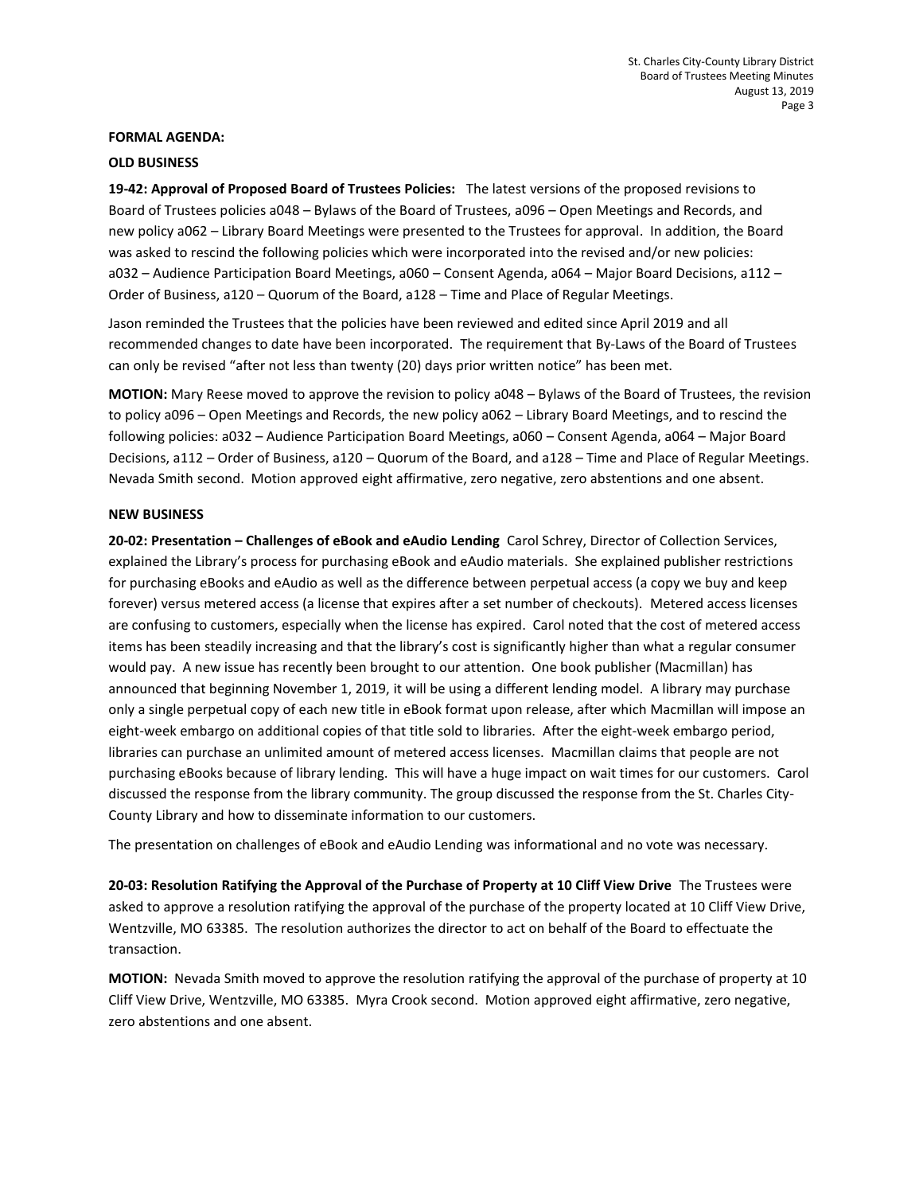**FORMAL AGENDA:**

**OLD BUSINESS**

**19-42: Approval of Proposed Board of Trustees Policies:** The latest versions of the proposed revisions to Board of Trustees policies a048 – Bylaws of the Board of Trustees, a096 – Open Meetings and Records, and new policy a062 – Library Board Meetings were presented to the Trustees for approval. In addition, the Board was asked to rescind the following policies which were incorporated into the revised and/or new policies: a032 – Audience Participation Board Meetings, a060 – Consent Agenda, a064 – Major Board Decisions, a112 – Order of Business, a120 – Quorum of the Board, a128 – Time and Place of Regular Meetings.

Jason reminded the Trustees that the policies have been reviewed and edited since April 2019 and all recommended changes to date have been incorporated. The requirement that By-Laws of the Board of Trustees can only be revised "after not less than twenty (20) days prior written notice" has been met.

**MOTION:** Mary Reese moved to approve the revision to policy a048 – Bylaws of the Board of Trustees, the revision to policy a096 – Open Meetings and Records, the new policy a062 – Library Board Meetings, and to rescind the following policies: a032 – Audience Participation Board Meetings, a060 – Consent Agenda, a064 – Major Board Decisions, a112 – Order of Business, a120 – Quorum of the Board, and a128 – Time and Place of Regular Meetings. Nevada Smith second. Motion approved eight affirmative, zero negative, zero abstentions and one absent.

**NEW BUSINESS**

**20-02: Presentation – Challenges of eBook and eAudio Lending** Carol Schrey, Director of Collection Services, explained the Library's process for purchasing eBook and eAudio materials. She explained publisher restrictions for purchasing eBooks and eAudio as well as the difference between perpetual access (a copy we buy and keep forever) versus metered access (a license that expires after a set number of checkouts). Metered access licenses are confusing to customers, especially when the license has expired. Carol noted that the cost of metered access items has been steadily increasing and that the library's cost is significantly higher than what a regular consumer would pay. A new issue has recently been brought to our attention. One book publisher (Macmillan) has announced that beginning November 1, 2019, it will be using a different lending model. A library may purchase only a single perpetual copy of each new title in eBook format upon release, after which Macmillan will impose an eight-week embargo on additional copies of that title sold to libraries. After the eight-week embargo period, libraries can purchase an unlimited amount of metered access licenses. Macmillan claims that people are not purchasing eBooks because of library lending. This will have a huge impact on wait times for our customers. Carol discussed the response from the library community. The group discussed the response from the St. Charles City-County Library and how to disseminate information to our customers.

The presentation on challenges of eBook and eAudio Lending was informational and no vote was necessary.

**20-03: Resolution Ratifying the Approval of the Purchase of Property at 10 Cliff View Drive** The Trustees were asked to approve a resolution ratifying the approval of the purchase of the property located at 10 Cliff View Drive, Wentzville, MO 63385. The resolution authorizes the director to act on behalf of the Board to effectuate the transaction.

**MOTION:** Nevada Smith moved to approve the resolution ratifying the approval of the purchase of property at 10 Cliff View Drive, Wentzville, MO 63385. Myra Crook second. Motion approved eight affirmative, zero negative, zero abstentions and one absent.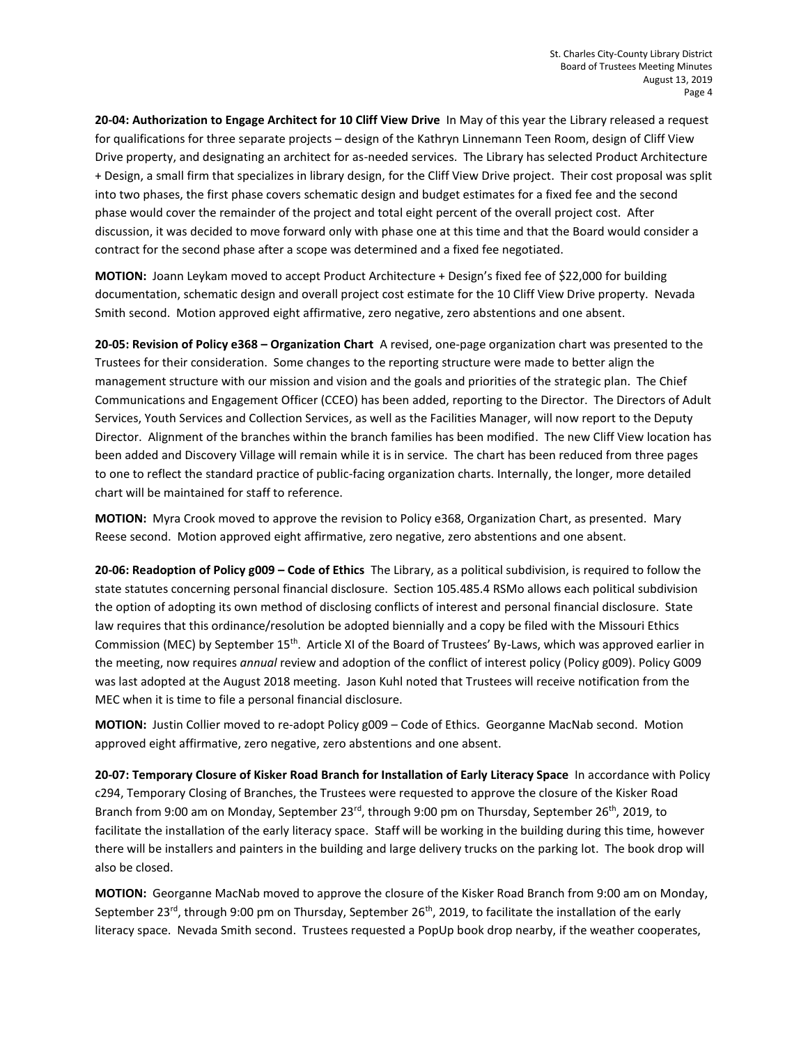**20-04: Authorization to Engage Architect for 10 Cliff View Drive** In May of this year the Library released a request for qualifications for three separate projects – design of the Kathryn Linnemann Teen Room, design of Cliff View Drive property, and designating an architect for as-needed services. The Library has selected Product Architecture + Design, a small firm that specializes in library design, for the Cliff View Drive project. Their cost proposal was split into two phases, the first phase covers schematic design and budget estimates for a fixed fee and the second phase would cover the remainder of the project and total eight percent of the overall project cost. After discussion, it was decided to move forward only with phase one at this time and that the Board would consider a contract for the second phase after a scope was determined and a fixed fee negotiated.

**MOTION:** Joann Leykam moved to accept Product Architecture + Design's fixed fee of $22,000 for building documentation, schematic design and overall project cost estimate for the 10 Cliff View Drive property. Nevada Smith second. Motion approved eight affirmative, zero negative, zero abstentions and one absent.

**20-05: Revision of Policy e368 – Organization Chart** A revised, one-page organization chart was presented to the Trustees for their consideration. Some changes to the reporting structure were made to better align the management structure with our mission and vision and the goals and priorities of the strategic plan. The Chief Communications and Engagement Officer (CCEO) has been added, reporting to the Director. The Directors of Adult Services, Youth Services and Collection Services, as well as the Facilities Manager, will now report to the Deputy Director. Alignment of the branches within the branch families has been modified. The new Cliff View location has been added and Discovery Village will remain while it is in service. The chart has been reduced from three pages to one to reflect the standard practice of public-facing organization charts. Internally, the longer, more detailed chart will be maintained for staff to reference.

**MOTION:** Myra Crook moved to approve the revision to Policy e368, Organization Chart, as presented. Mary Reese second. Motion approved eight affirmative, zero negative, zero abstentions and one absent.

**20-06: Readoption of Policy g009 – Code of Ethics** The Library, as a political subdivision, is required to follow the state statutes concerning personal financial disclosure. Section 105.485.4 RSMo allows each political subdivision the option of adopting its own method of disclosing conflicts of interest and personal financial disclosure. State law requires that this ordinance/resolution be adopted biennially and a copy be filed with the Missouri Ethics Commission (MEC) by September 15th. Article XI of the Board of Trustees' By-Laws, which was approved earlier in the meeting, now requires *annual* review and adoption of the conflict of interest policy (Policy g009). Policy G009 was last adopted at the August 2018 meeting. Jason Kuhl noted that Trustees will receive notification from the MEC when it is time to file a personal financial disclosure.

**MOTION:** Justin Collier moved to re-adopt Policy g009 – Code of Ethics. Georganne MacNab second. Motion approved eight affirmative, zero negative, zero abstentions and one absent.

**20-07: Temporary Closure of Kisker Road Branch for Installation of Early Literacy Space** In accordance with Policy c294, Temporary Closing of Branches, the Trustees were requested to approve the closure of the Kisker Road Branch from 9:00 am on Monday, September 23rd, through 9:00 pm on Thursday, September 26th, 2019, to facilitate the installation of the early literacy space. Staff will be working in the building during this time, however there will be installers and painters in the building and large delivery trucks on the parking lot. The book drop will also be closed.

**MOTION:** Georganne MacNab moved to approve the closure of the Kisker Road Branch from 9:00 am on Monday, September 23rd, through 9:00 pm on Thursday, September 26th, 2019, to facilitate the installation of the early literacy space. Nevada Smith second. Trustees requested a PopUp book drop nearby, if the weather cooperates,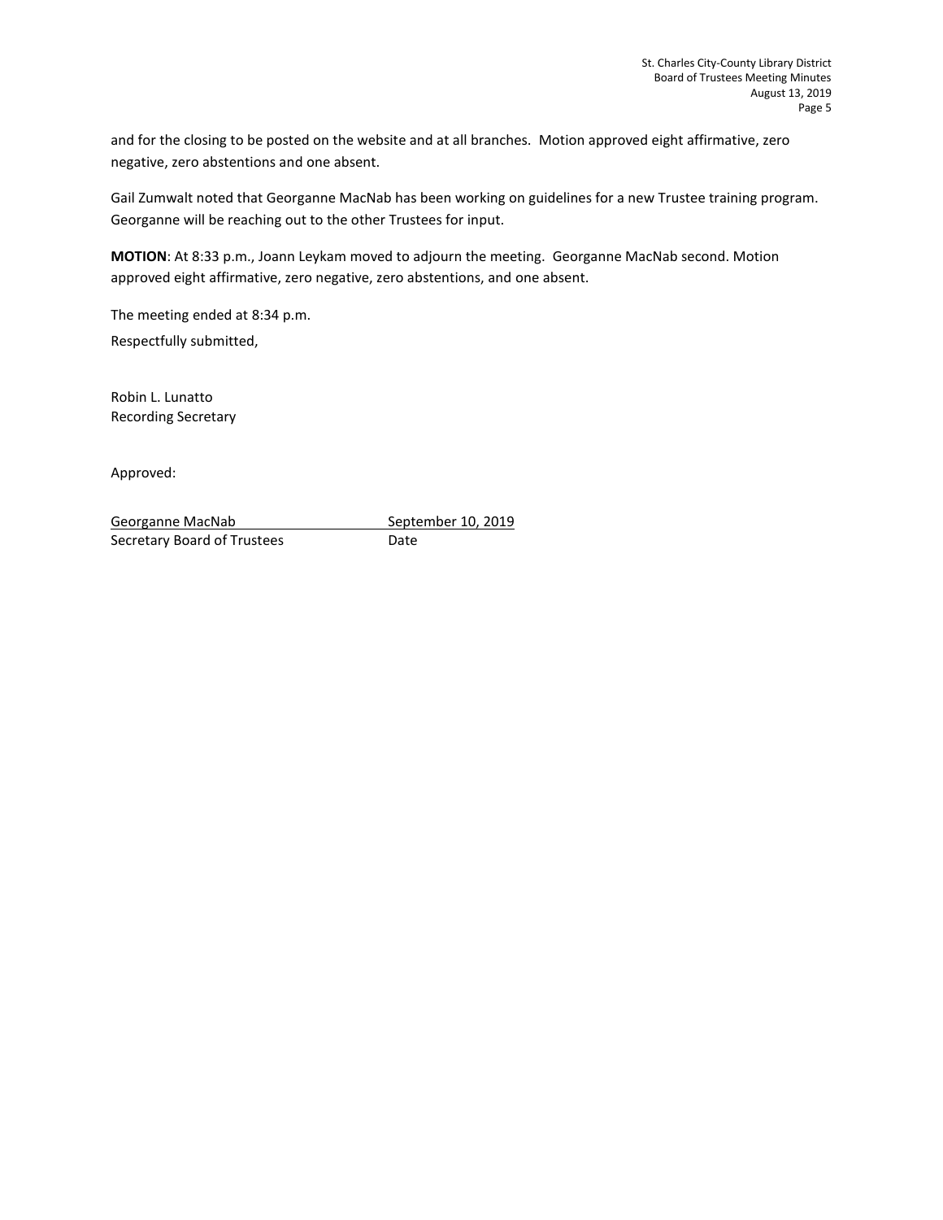and for the closing to be posted on the website and at all branches. Motion approved eight affirmative, zero negative, zero abstentions and one absent.

Gail Zumwalt noted that Georganne MacNab has been working on guidelines for a new Trustee training program. Georganne will be reaching out to the other Trustees for input.

**MOTION**: At 8:33 p.m., Joann Leykam moved to adjourn the meeting. Georganne MacNab second. Motion approved eight affirmative, zero negative, zero abstentions, and one absent.

The meeting ended at 8:34 p.m.

Respectfully submitted,

Robin L. Lunatto
Recording Secretary

Approved:

| | |
|---|---|
| Georganne MacNab | September 10, 2019 |
| Secretary Board of Trustees | Date |